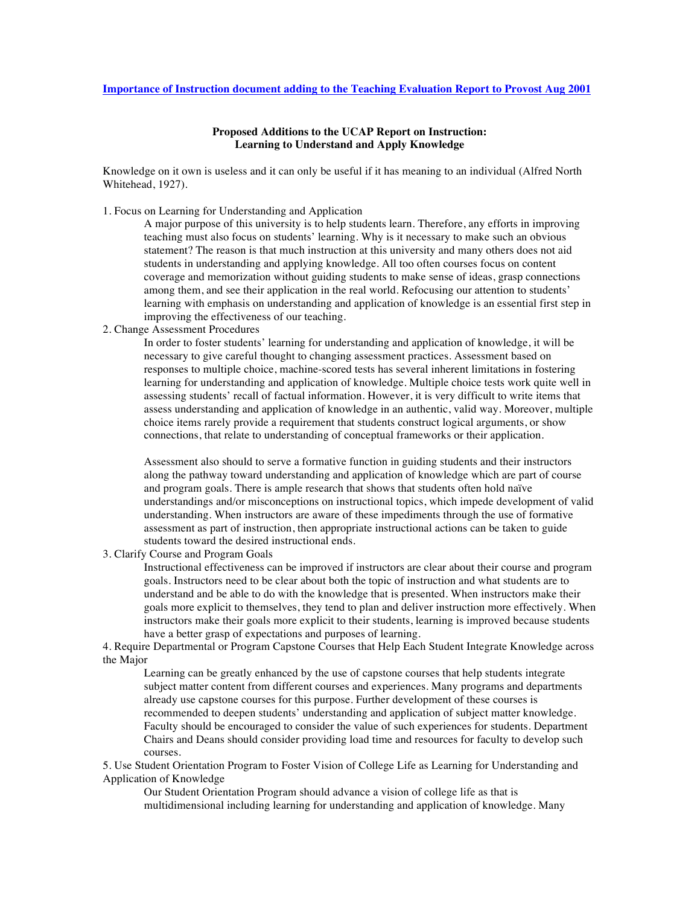**Importance of Instruction document adding to the Teaching Evaluation Report to Provost Aug 2001**

**Proposed Additions to the UCAP Report on Instruction:**
**Learning to Understand and Apply Knowledge**

Knowledge on it own is useless and it can only be useful if it has meaning to an individual (Alfred North Whitehead, 1927).

1. Focus on Learning for Understanding and Application

   A major purpose of this university is to help students learn. Therefore, any efforts in improving teaching must also focus on students' learning. Why is it necessary to make such an obvious statement? The reason is that much instruction at this university and many others does not aid students in understanding and applying knowledge. All too often courses focus on content coverage and memorization without guiding students to make sense of ideas, grasp connections among them, and see their application in the real world. Refocusing our attention to students' learning with emphasis on understanding and application of knowledge is an essential first step in improving the effectiveness of our teaching.

2. Change Assessment Procedures

   In order to foster students' learning for understanding and application of knowledge, it will be necessary to give careful thought to changing assessment practices. Assessment based on responses to multiple choice, machine-scored tests has several inherent limitations in fostering learning for understanding and application of knowledge. Multiple choice tests work quite well in assessing students' recall of factual information. However, it is very difficult to write items that assess understanding and application of knowledge in an authentic, valid way. Moreover, multiple choice items rarely provide a requirement that students construct logical arguments, or show connections, that relate to understanding of conceptual frameworks or their application.

   Assessment also should to serve a formative function in guiding students and their instructors along the pathway toward understanding and application of knowledge which are part of course and program goals. There is ample research that shows that students often hold naïve understandings and/or misconceptions on instructional topics, which impede development of valid understanding. When instructors are aware of these impediments through the use of formative assessment as part of instruction, then appropriate instructional actions can be taken to guide students toward the desired instructional ends.

3. Clarify Course and Program Goals

   Instructional effectiveness can be improved if instructors are clear about their course and program goals. Instructors need to be clear about both the topic of instruction and what students are to understand and be able to do with the knowledge that is presented. When instructors make their goals more explicit to themselves, they tend to plan and deliver instruction more effectively. When instructors make their goals more explicit to their students, learning is improved because students have a better grasp of expectations and purposes of learning.

4. Require Departmental or Program Capstone Courses that Help Each Student Integrate Knowledge across the Major

   Learning can be greatly enhanced by the use of capstone courses that help students integrate subject matter content from different courses and experiences. Many programs and departments already use capstone courses for this purpose. Further development of these courses is recommended to deepen students' understanding and application of subject matter knowledge. Faculty should be encouraged to consider the value of such experiences for students. Department Chairs and Deans should consider providing load time and resources for faculty to develop such courses.

5. Use Student Orientation Program to Foster Vision of College Life as Learning for Understanding and Application of Knowledge

   Our Student Orientation Program should advance a vision of college life as that is multidimensional including learning for understanding and application of knowledge. Many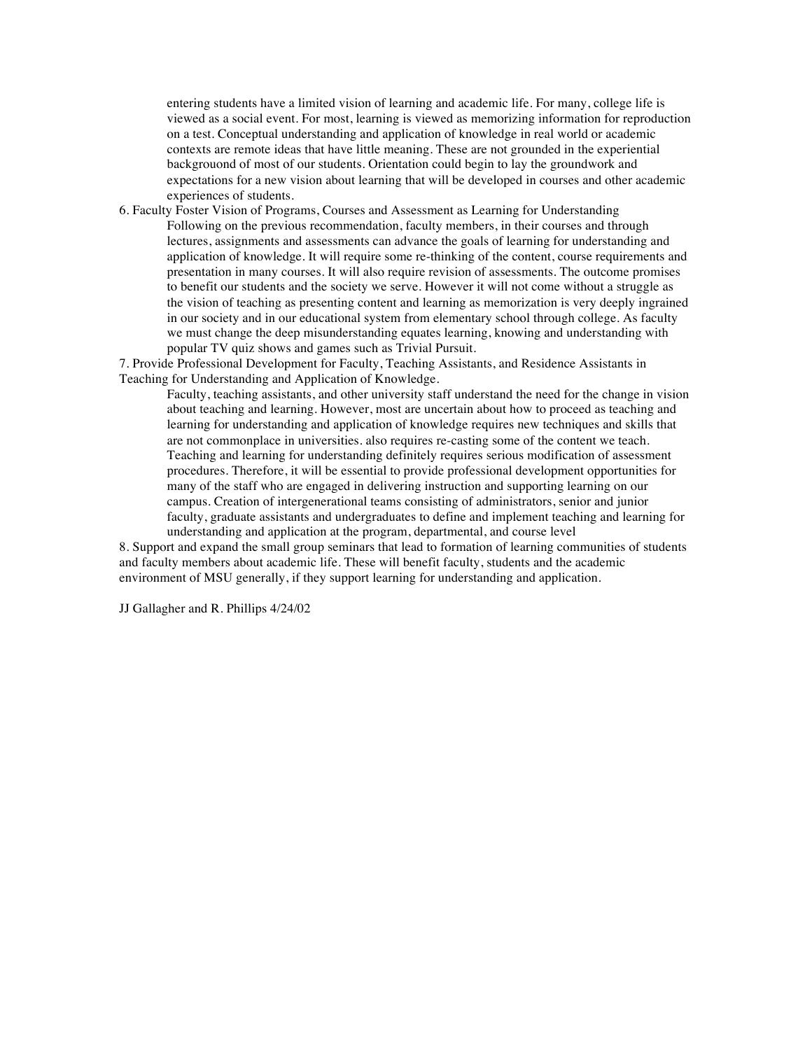entering students have a limited vision of learning and academic life. For many, college life is viewed as a social event. For most, learning is viewed as memorizing information for reproduction on a test. Conceptual understanding and application of knowledge in real world or academic contexts are remote ideas that have little meaning. These are not grounded in the experiential backgrouond of most of our students. Orientation could begin to lay the groundwork and expectations for a new vision about learning that will be developed in courses and other academic experiences of students.

6. Faculty Foster Vision of Programs, Courses and Assessment as Learning for Understanding

   Following on the previous recommendation, faculty members, in their courses and through lectures, assignments and assessments can advance the goals of learning for understanding and application of knowledge. It will require some re-thinking of the content, course requirements and presentation in many courses. It will also require revision of assessments. The outcome promises to benefit our students and the society we serve. However it will not come without a struggle as the vision of teaching as presenting content and learning as memorization is very deeply ingrained in our society and in our educational system from elementary school through college. As faculty we must change the deep misunderstanding equates learning, knowing and understanding with popular TV quiz shows and games such as Trivial Pursuit.

7. Provide Professional Development for Faculty, Teaching Assistants, and Residence Assistants in Teaching for Understanding and Application of Knowledge.

   Faculty, teaching assistants, and other university staff understand the need for the change in vision about teaching and learning. However, most are uncertain about how to proceed as teaching and learning for understanding and application of knowledge requires new techniques and skills that are not commonplace in universities. also requires re-casting some of the content we teach. Teaching and learning for understanding definitely requires serious modification of assessment procedures. Therefore, it will be essential to provide professional development opportunities for many of the staff who are engaged in delivering instruction and supporting learning on our campus. Creation of intergenerational teams consisting of administrators, senior and junior faculty, graduate assistants and undergraduates to define and implement teaching and learning for understanding and application at the program, departmental, and course level

8. Support and expand the small group seminars that lead to formation of learning communities of students and faculty members about academic life. These will benefit faculty, students and the academic environment of MSU generally, if they support learning for understanding and application.

JJ Gallagher and R. Phillips 4/24/02